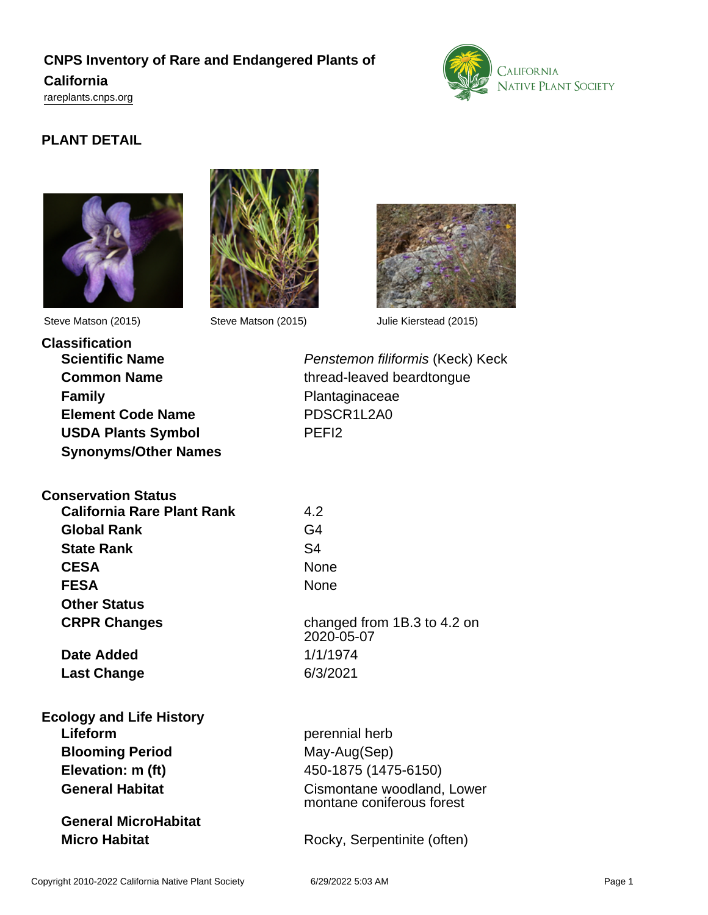# CNPS Inventory of Rare and Endangered Plants of California

rareplants.cnps.org

## PLANT DETAIL

Steve Matson (2015)

Steve Matson (2015)

Julie Kierstead (2015)

### Classification

| | |
|---|---|
| **Scientific Name** | *Penstemon filiformis* (Keck) Keck |
| **Common Name** | thread-leaved beardtongue |
| **Family** | Plantaginaceae |
| **Element Code Name** | PDSCR1L2A0 |
| **USDA Plants Symbol** | PEFI2 |
| **Synonyms/Other Names** | |

### Conservation Status

| | |
|---|---|
| **California Rare Plant Rank** | 4.2 |
| **Global Rank** | G4 |
| **State Rank** | S4 |
| **CESA** | None |
| **FESA** | None |
| **Other Status** | |
| **CRPR Changes** | changed from 1B.3 to 4.2 on 2020-05-07 |
| **Date Added** | 1/1/1974 |
| **Last Change** | 6/3/2021 |

### Ecology and Life History

| | |
|---|---|
| **Lifeform** | perennial herb |
| **Blooming Period** | May-Aug(Sep) |
| **Elevation: m (ft)** | 450-1875 (1475-6150) |
| **General Habitat** | Cismontane woodland, Lower montane coniferous forest |
| **General MicroHabitat** | |
| **Micro Habitat** | Rocky, Serpentinite (often) |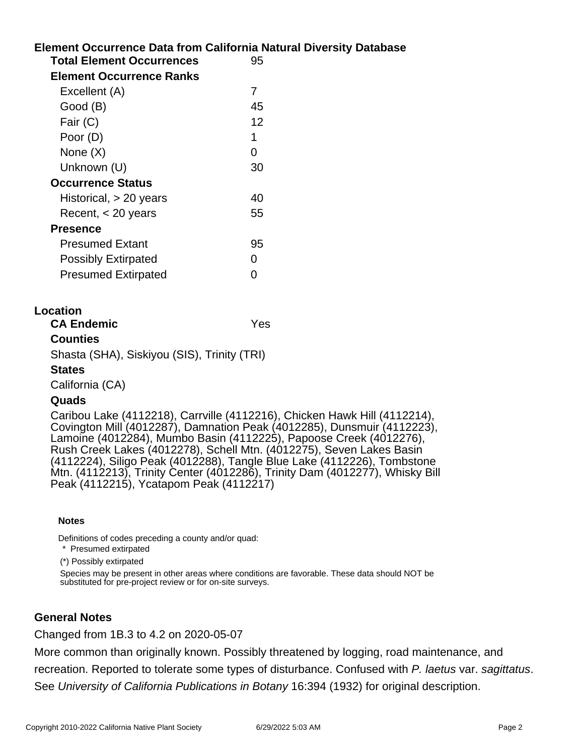## Element Occurrence Data from California Natural Diversity Database

| | |
|---|---|
| **Total Element Occurrences** | 95 |
| **Element Occurrence Ranks** | |
| Excellent (A) | 7 |
| Good (B) | 45 |
| Fair (C) | 12 |
| Poor (D) | 1 |
| None (X) | 0 |
| Unknown (U) | 30 |
| **Occurrence Status** | |
| Historical, > 20 years | 40 |
| Recent, < 20 years | 55 |
| **Presence** | |
| Presumed Extant | 95 |
| Possibly Extirpated | 0 |
| Presumed Extirpated | 0 |

## Location

**CA Endemic** Yes

**Counties**

Shasta (SHA), Siskiyou (SIS), Trinity (TRI)

**States**

California (CA)

**Quads**

Caribou Lake (4112218), Carrville (4112216), Chicken Hawk Hill (4112214), Covington Mill (4012287), Damnation Peak (4012285), Dunsmuir (4112223), Lamoine (4012284), Mumbo Basin (4112225), Papoose Creek (4012276), Rush Creek Lakes (4012278), Schell Mtn. (4012275), Seven Lakes Basin (4112224), Siligo Peak (4012288), Tangle Blue Lake (4112226), Tombstone Mtn. (4112213), Trinity Center (4012286), Trinity Dam (4012277), Whisky Bill Peak (4112215), Ycatapom Peak (4112217)

**Notes**

Definitions of codes preceding a county and/or quad:

\* Presumed extirpated

(*) Possibly extirpated

Species may be present in other areas where conditions are favorable. These data should NOT be substituted for pre-project review or for on-site surveys.

## General Notes

Changed from 1B.3 to 4.2 on 2020-05-07

More common than originally known. Possibly threatened by logging, road maintenance, and recreation. Reported to tolerate some types of disturbance. Confused with *P. laetus* var. *sagittatus*. See *University of California Publications in Botany* 16:394 (1932) for original description.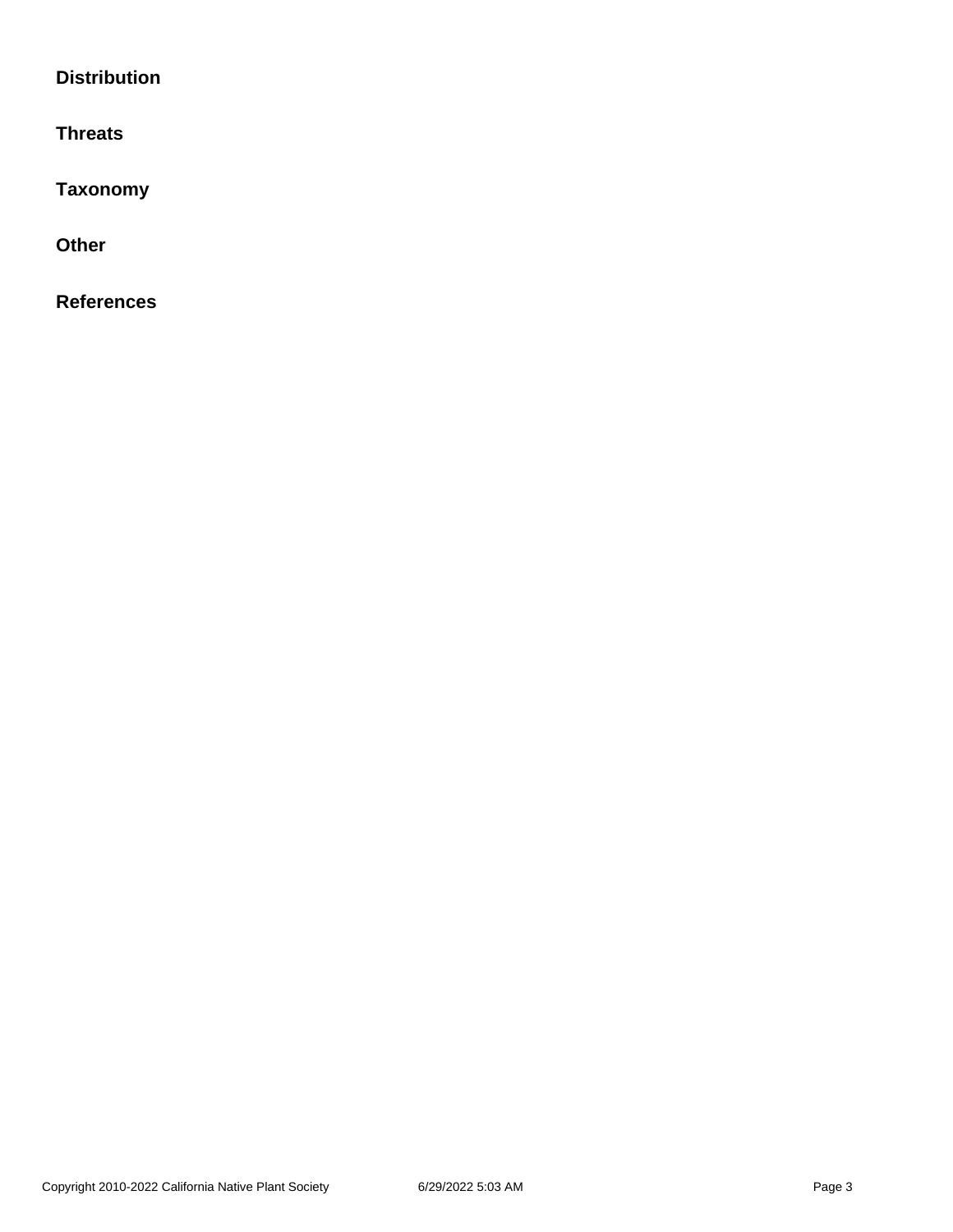**Distribution**

**Threats**

**Taxonomy**

**Other**

**References**